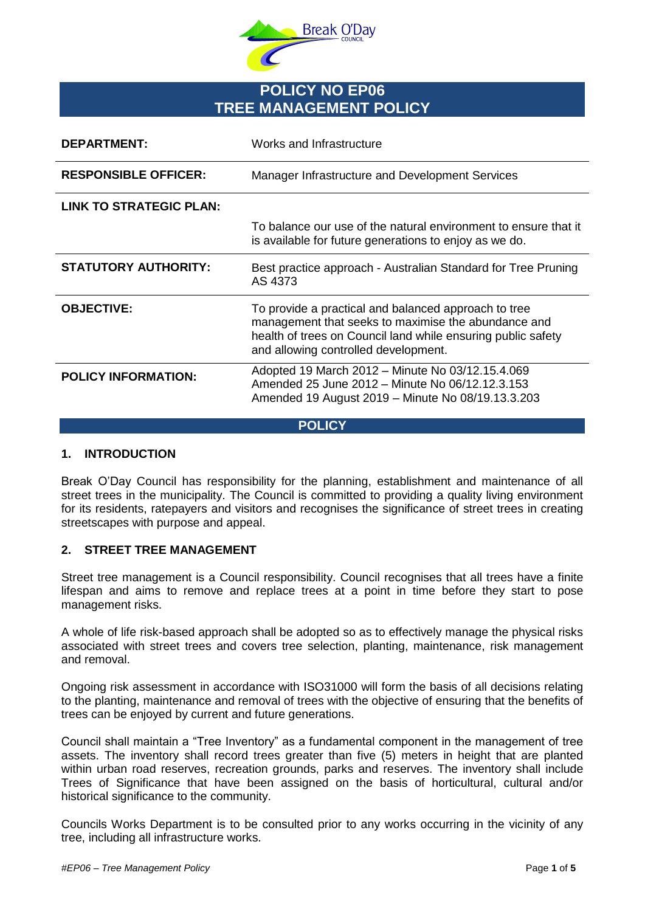# POLICY NO EP06
# TREE MANAGEMENT POLICY

| | |
|---|---|
| **DEPARTMENT:** | Works and Infrastructure |
| **RESPONSIBLE OFFICER:** | Manager Infrastructure and Development Services |
| **LINK TO STRATEGIC PLAN:** | To balance our use of the natural environment to ensure that it is available for future generations to enjoy as we do. |
| **STATUTORY AUTHORITY:** | Best practice approach - Australian Standard for Tree Pruning AS 4373 |
| **OBJECTIVE:** | To provide a practical and balanced approach to tree management that seeks to maximise the abundance and health of trees on Council land while ensuring public safety and allowing controlled development. |
| **POLICY INFORMATION:** | Adopted 19 March 2012 – Minute No 03/12.15.4.069<br>Amended 25 June 2012 – Minute No 06/12.12.3.153<br>Amended 19 August 2019 – Minute No 08/19.13.3.203 |

## POLICY

### 1. INTRODUCTION

Break O'Day Council has responsibility for the planning, establishment and maintenance of all street trees in the municipality. The Council is committed to providing a quality living environment for its residents, ratepayers and visitors and recognises the significance of street trees in creating streetscapes with purpose and appeal.

### 2. STREET TREE MANAGEMENT

Street tree management is a Council responsibility. Council recognises that all trees have a finite lifespan and aims to remove and replace trees at a point in time before they start to pose management risks.

A whole of life risk-based approach shall be adopted so as to effectively manage the physical risks associated with street trees and covers tree selection, planting, maintenance, risk management and removal.

Ongoing risk assessment in accordance with ISO31000 will form the basis of all decisions relating to the planting, maintenance and removal of trees with the objective of ensuring that the benefits of trees can be enjoyed by current and future generations.

Council shall maintain a "Tree Inventory" as a fundamental component in the management of tree assets. The inventory shall record trees greater than five (5) meters in height that are planted within urban road reserves, recreation grounds, parks and reserves. The inventory shall include Trees of Significance that have been assigned on the basis of horticultural, cultural and/or historical significance to the community.

Councils Works Department is to be consulted prior to any works occurring in the vicinity of any tree, including all infrastructure works.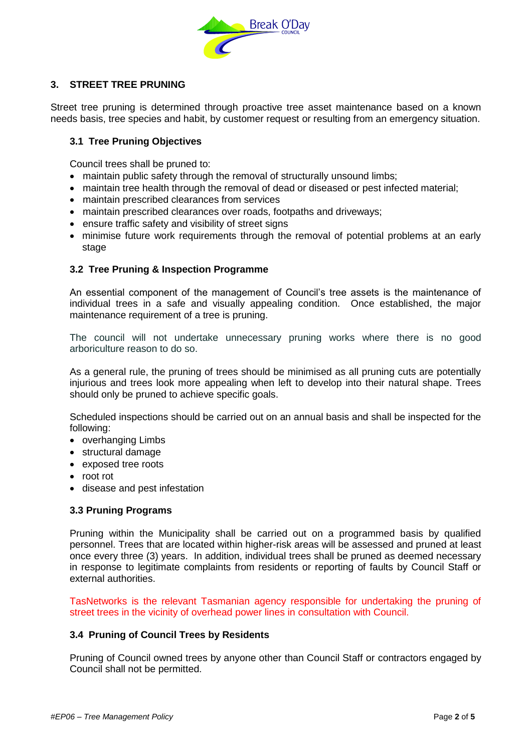## 3. STREET TREE PRUNING

Street tree pruning is determined through proactive tree asset maintenance based on a known needs basis, tree species and habit, by customer request or resulting from an emergency situation.

### 3.1 Tree Pruning Objectives

Council trees shall be pruned to:

- maintain public safety through the removal of structurally unsound limbs;
- maintain tree health through the removal of dead or diseased or pest infected material;
- maintain prescribed clearances from services
- maintain prescribed clearances over roads, footpaths and driveways;
- ensure traffic safety and visibility of street signs
- minimise future work requirements through the removal of potential problems at an early stage

### 3.2 Tree Pruning & Inspection Programme

An essential component of the management of Council's tree assets is the maintenance of individual trees in a safe and visually appealing condition. Once established, the major maintenance requirement of a tree is pruning.

The council will not undertake unnecessary pruning works where there is no good arboriculture reason to do so.

As a general rule, the pruning of trees should be minimised as all pruning cuts are potentially injurious and trees look more appealing when left to develop into their natural shape. Trees should only be pruned to achieve specific goals.

Scheduled inspections should be carried out on an annual basis and shall be inspected for the following:

- overhanging Limbs
- structural damage
- exposed tree roots
- root rot
- disease and pest infestation

### 3.3 Pruning Programs

Pruning within the Municipality shall be carried out on a programmed basis by qualified personnel. Trees that are located within higher-risk areas will be assessed and pruned at least once every three (3) years. In addition, individual trees shall be pruned as deemed necessary in response to legitimate complaints from residents or reporting of faults by Council Staff or external authorities.

TasNetworks is the relevant Tasmanian agency responsible for undertaking the pruning of street trees in the vicinity of overhead power lines in consultation with Council.

### 3.4 Pruning of Council Trees by Residents

Pruning of Council owned trees by anyone other than Council Staff or contractors engaged by Council shall not be permitted.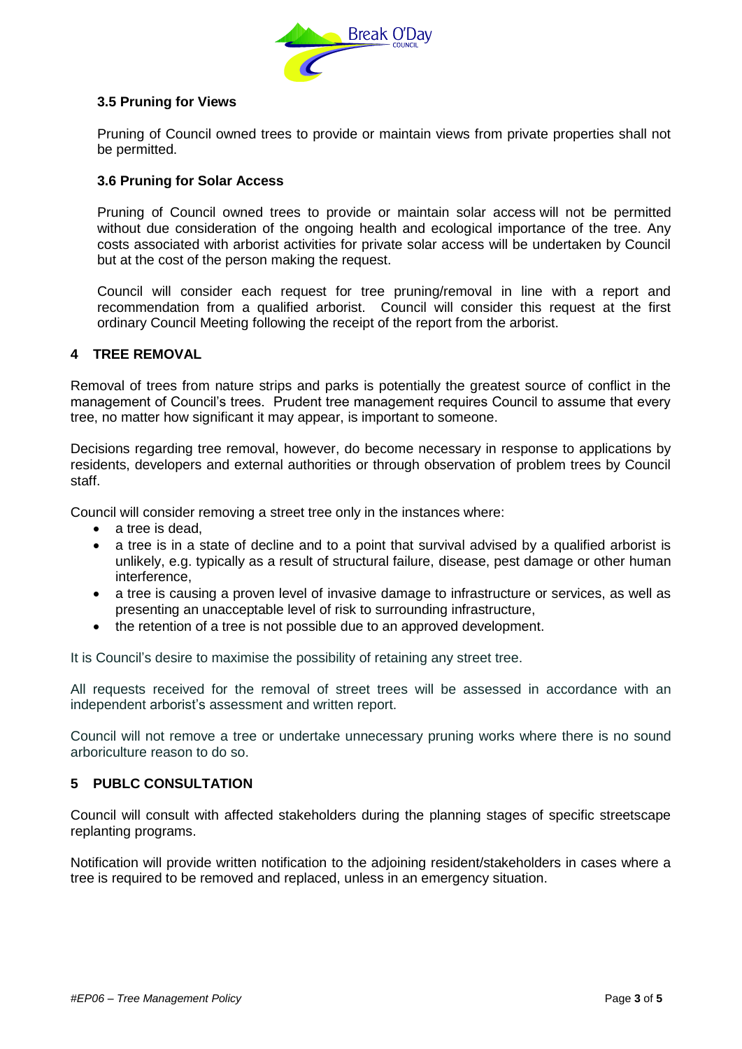### 3.5 Pruning for Views

Pruning of Council owned trees to provide or maintain views from private properties shall not be permitted.

### 3.6 Pruning for Solar Access

Pruning of Council owned trees to provide or maintain solar access will not be permitted without due consideration of the ongoing health and ecological importance of the tree. Any costs associated with arborist activities for private solar access will be undertaken by Council but at the cost of the person making the request.

Council will consider each request for tree pruning/removal in line with a report and recommendation from a qualified arborist. Council will consider this request at the first ordinary Council Meeting following the receipt of the report from the arborist.

## 4 TREE REMOVAL

Removal of trees from nature strips and parks is potentially the greatest source of conflict in the management of Council's trees. Prudent tree management requires Council to assume that every tree, no matter how significant it may appear, is important to someone.

Decisions regarding tree removal, however, do become necessary in response to applications by residents, developers and external authorities or through observation of problem trees by Council staff.

Council will consider removing a street tree only in the instances where:

- a tree is dead,
- a tree is in a state of decline and to a point that survival advised by a qualified arborist is unlikely, e.g. typically as a result of structural failure, disease, pest damage or other human interference,
- a tree is causing a proven level of invasive damage to infrastructure or services, as well as presenting an unacceptable level of risk to surrounding infrastructure,
- the retention of a tree is not possible due to an approved development.

It is Council's desire to maximise the possibility of retaining any street tree.

All requests received for the removal of street trees will be assessed in accordance with an independent arborist's assessment and written report.

Council will not remove a tree or undertake unnecessary pruning works where there is no sound arboriculture reason to do so.

## 5 PUBLC CONSULTATION

Council will consult with affected stakeholders during the planning stages of specific streetscape replanting programs.

Notification will provide written notification to the adjoining resident/stakeholders in cases where a tree is required to be removed and replaced, unless in an emergency situation.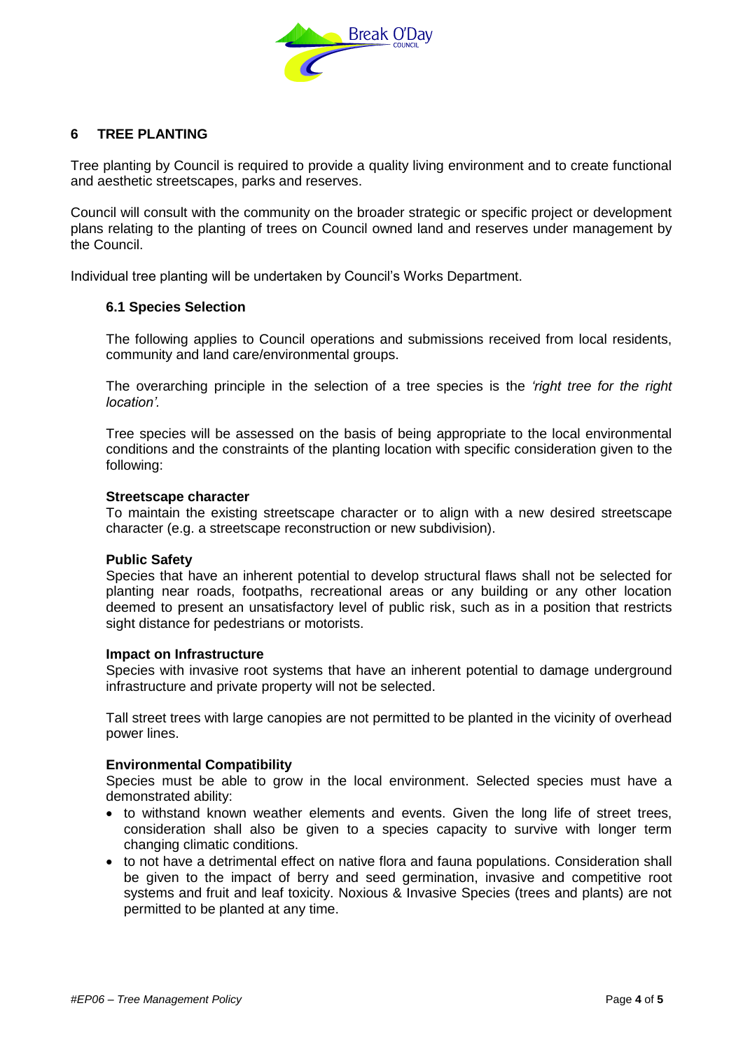## 6 TREE PLANTING

Tree planting by Council is required to provide a quality living environment and to create functional and aesthetic streetscapes, parks and reserves.

Council will consult with the community on the broader strategic or specific project or development plans relating to the planting of trees on Council owned land and reserves under management by the Council.

Individual tree planting will be undertaken by Council's Works Department.

### 6.1 Species Selection

The following applies to Council operations and submissions received from local residents, community and land care/environmental groups.

The overarching principle in the selection of a tree species is the *'right tree for the right location'.*

Tree species will be assessed on the basis of being appropriate to the local environmental conditions and the constraints of the planting location with specific consideration given to the following:

**Streetscape character**
To maintain the existing streetscape character or to align with a new desired streetscape character (e.g. a streetscape reconstruction or new subdivision).

**Public Safety**
Species that have an inherent potential to develop structural flaws shall not be selected for planting near roads, footpaths, recreational areas or any building or any other location deemed to present an unsatisfactory level of public risk, such as in a position that restricts sight distance for pedestrians or motorists.

**Impact on Infrastructure**
Species with invasive root systems that have an inherent potential to damage underground infrastructure and private property will not be selected.

Tall street trees with large canopies are not permitted to be planted in the vicinity of overhead power lines.

**Environmental Compatibility**
Species must be able to grow in the local environment. Selected species must have a demonstrated ability:

- to withstand known weather elements and events. Given the long life of street trees, consideration shall also be given to a species capacity to survive with longer term changing climatic conditions.
- to not have a detrimental effect on native flora and fauna populations. Consideration shall be given to the impact of berry and seed germination, invasive and competitive root systems and fruit and leaf toxicity. Noxious & Invasive Species (trees and plants) are not permitted to be planted at any time.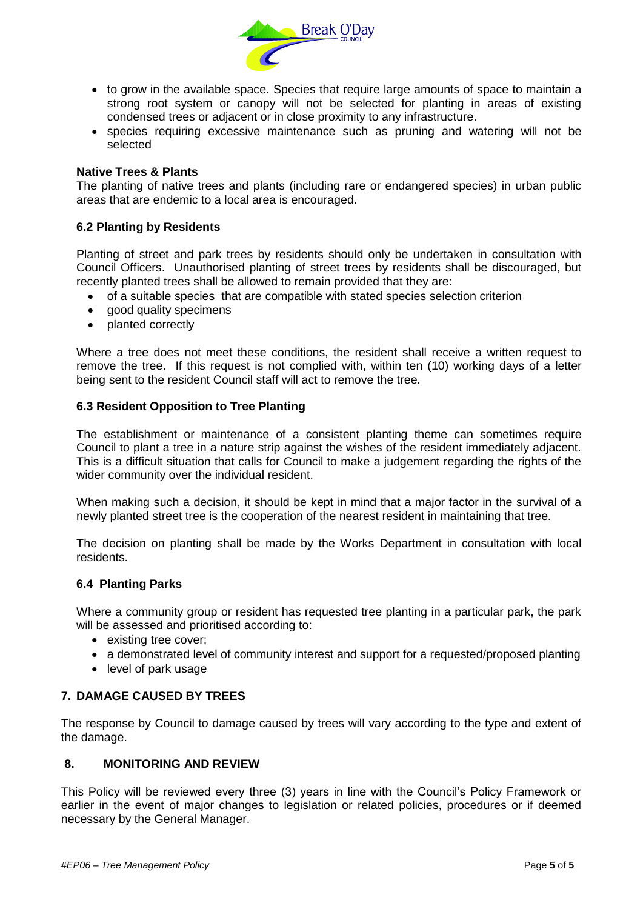- to grow in the available space. Species that require large amounts of space to maintain a strong root system or canopy will not be selected for planting in areas of existing condensed trees or adjacent or in close proximity to any infrastructure.
- species requiring excessive maintenance such as pruning and watering will not be selected

**Native Trees & Plants**

The planting of native trees and plants (including rare or endangered species) in urban public areas that are endemic to a local area is encouraged.

### 6.2 Planting by Residents

Planting of street and park trees by residents should only be undertaken in consultation with Council Officers. Unauthorised planting of street trees by residents shall be discouraged, but recently planted trees shall be allowed to remain provided that they are:

- of a suitable species that are compatible with stated species selection criterion
- good quality specimens
- planted correctly

Where a tree does not meet these conditions, the resident shall receive a written request to remove the tree. If this request is not complied with, within ten (10) working days of a letter being sent to the resident Council staff will act to remove the tree.

### 6.3 Resident Opposition to Tree Planting

The establishment or maintenance of a consistent planting theme can sometimes require Council to plant a tree in a nature strip against the wishes of the resident immediately adjacent. This is a difficult situation that calls for Council to make a judgement regarding the rights of the wider community over the individual resident.

When making such a decision, it should be kept in mind that a major factor in the survival of a newly planted street tree is the cooperation of the nearest resident in maintaining that tree.

The decision on planting shall be made by the Works Department in consultation with local residents.

### 6.4 Planting Parks

Where a community group or resident has requested tree planting in a particular park, the park will be assessed and prioritised according to:

- existing tree cover;
- a demonstrated level of community interest and support for a requested/proposed planting
- level of park usage

## 7. DAMAGE CAUSED BY TREES

The response by Council to damage caused by trees will vary according to the type and extent of the damage.

## 8. MONITORING AND REVIEW

This Policy will be reviewed every three (3) years in line with the Council's Policy Framework or earlier in the event of major changes to legislation or related policies, procedures or if deemed necessary by the General Manager.